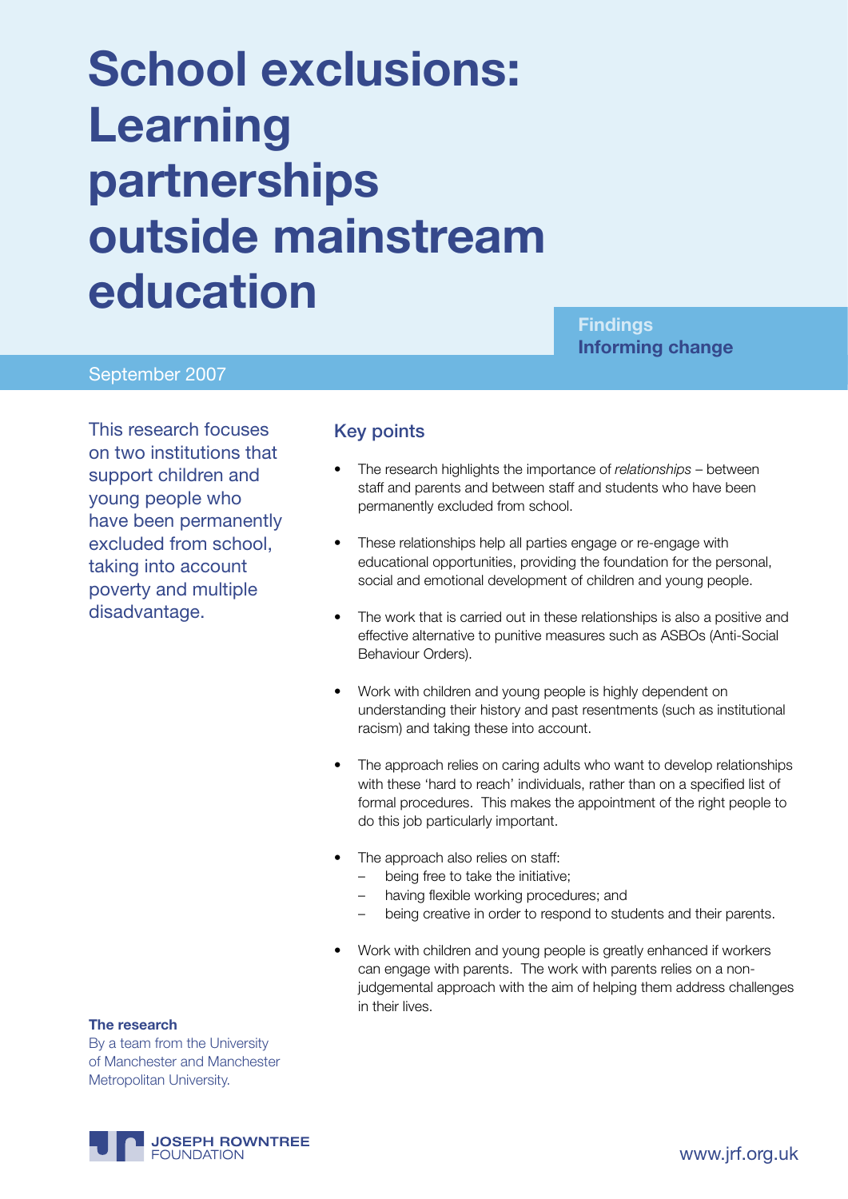# School exclusions: Learning partnerships outside mainstream education

**Findings**
**Informing change**

September 2007

This research focuses on two institutions that support children and young people who have been permanently excluded from school, taking into account poverty and multiple disadvantage.

## Key points

- The research highlights the importance of *relationships* – between staff and parents and between staff and students who have been permanently excluded from school.
- These relationships help all parties engage or re-engage with educational opportunities, providing the foundation for the personal, social and emotional development of children and young people.
- The work that is carried out in these relationships is also a positive and effective alternative to punitive measures such as ASBOs (Anti-Social Behaviour Orders).
- Work with children and young people is highly dependent on understanding their history and past resentments (such as institutional racism) and taking these into account.
- The approach relies on caring adults who want to develop relationships with these 'hard to reach' individuals, rather than on a specified list of formal procedures. This makes the appointment of the right people to do this job particularly important.
- The approach also relies on staff:
  - being free to take the initiative;
  - having flexible working procedures; and
  - being creative in order to respond to students and their parents.
- Work with children and young people is greatly enhanced if workers can engage with parents. The work with parents relies on a non-judgemental approach with the aim of helping them address challenges in their lives.

**The research**
By a team from the University of Manchester and Manchester Metropolitan University.

JOSEPH ROWNTREE FOUNDATION

www.jrf.org.uk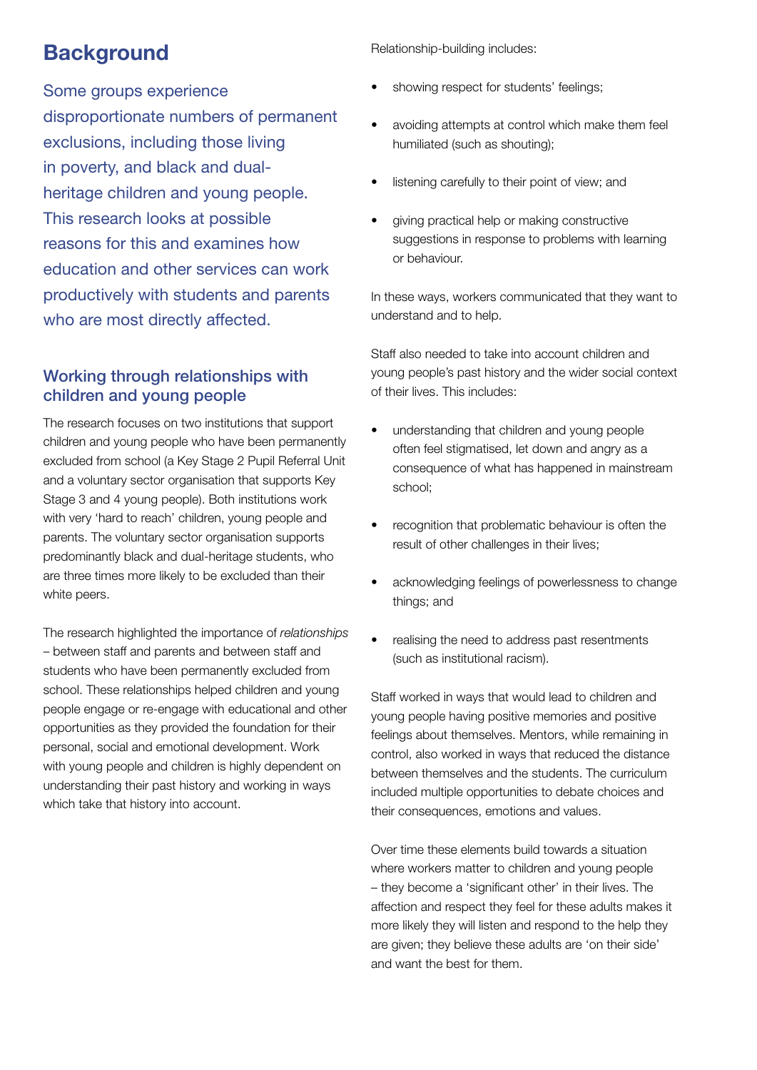# Background

Some groups experience disproportionate numbers of permanent exclusions, including those living in poverty, and black and dual-heritage children and young people. This research looks at possible reasons for this and examines how education and other services can work productively with students and parents who are most directly affected.

## Working through relationships with children and young people

The research focuses on two institutions that support children and young people who have been permanently excluded from school (a Key Stage 2 Pupil Referral Unit and a voluntary sector organisation that supports Key Stage 3 and 4 young people). Both institutions work with very 'hard to reach' children, young people and parents. The voluntary sector organisation supports predominantly black and dual-heritage students, who are three times more likely to be excluded than their white peers.

The research highlighted the importance of *relationships* – between staff and parents and between staff and students who have been permanently excluded from school. These relationships helped children and young people engage or re-engage with educational and other opportunities as they provided the foundation for their personal, social and emotional development. Work with young people and children is highly dependent on understanding their past history and working in ways which take that history into account.

Relationship-building includes:

- showing respect for students' feelings;
- avoiding attempts at control which make them feel humiliated (such as shouting);
- listening carefully to their point of view; and
- giving practical help or making constructive suggestions in response to problems with learning or behaviour.

In these ways, workers communicated that they want to understand and to help.

Staff also needed to take into account children and young people's past history and the wider social context of their lives. This includes:

- understanding that children and young people often feel stigmatised, let down and angry as a consequence of what has happened in mainstream school;
- recognition that problematic behaviour is often the result of other challenges in their lives;
- acknowledging feelings of powerlessness to change things; and
- realising the need to address past resentments (such as institutional racism).

Staff worked in ways that would lead to children and young people having positive memories and positive feelings about themselves. Mentors, while remaining in control, also worked in ways that reduced the distance between themselves and the students. The curriculum included multiple opportunities to debate choices and their consequences, emotions and values.

Over time these elements build towards a situation where workers matter to children and young people – they become a 'significant other' in their lives. The affection and respect they feel for these adults makes it more likely they will listen and respond to the help they are given; they believe these adults are 'on their side' and want the best for them.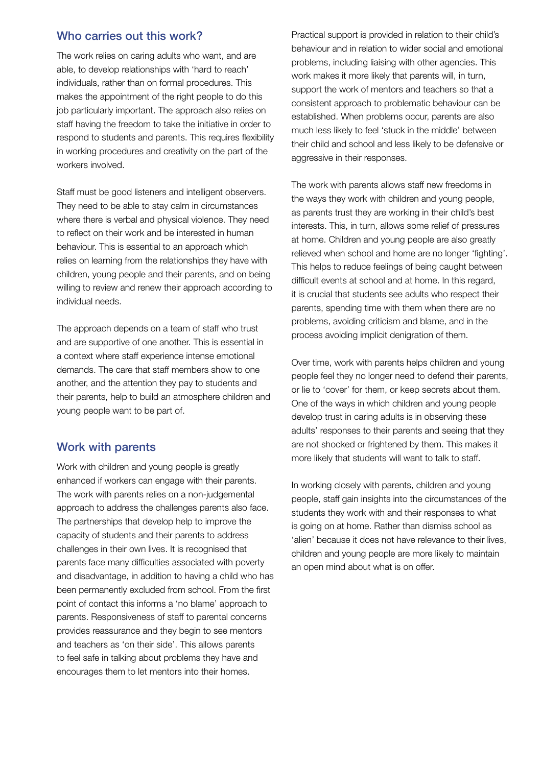## Who carries out this work?

The work relies on caring adults who want, and are able, to develop relationships with 'hard to reach' individuals, rather than on formal procedures. This makes the appointment of the right people to do this job particularly important. The approach also relies on staff having the freedom to take the initiative in order to respond to students and parents. This requires flexibility in working procedures and creativity on the part of the workers involved.

Staff must be good listeners and intelligent observers. They need to be able to stay calm in circumstances where there is verbal and physical violence. They need to reflect on their work and be interested in human behaviour. This is essential to an approach which relies on learning from the relationships they have with children, young people and their parents, and on being willing to review and renew their approach according to individual needs.

The approach depends on a team of staff who trust and are supportive of one another. This is essential in a context where staff experience intense emotional demands. The care that staff members show to one another, and the attention they pay to students and their parents, help to build an atmosphere children and young people want to be part of.

## Work with parents

Work with children and young people is greatly enhanced if workers can engage with their parents. The work with parents relies on a non-judgemental approach to address the challenges parents also face. The partnerships that develop help to improve the capacity of students and their parents to address challenges in their own lives. It is recognised that parents face many difficulties associated with poverty and disadvantage, in addition to having a child who has been permanently excluded from school. From the first point of contact this informs a 'no blame' approach to parents. Responsiveness of staff to parental concerns provides reassurance and they begin to see mentors and teachers as 'on their side'. This allows parents to feel safe in talking about problems they have and encourages them to let mentors into their homes.

Practical support is provided in relation to their child's behaviour and in relation to wider social and emotional problems, including liaising with other agencies. This work makes it more likely that parents will, in turn, support the work of mentors and teachers so that a consistent approach to problematic behaviour can be established. When problems occur, parents are also much less likely to feel 'stuck in the middle' between their child and school and less likely to be defensive or aggressive in their responses.

The work with parents allows staff new freedoms in the ways they work with children and young people, as parents trust they are working in their child's best interests. This, in turn, allows some relief of pressures at home. Children and young people are also greatly relieved when school and home are no longer 'fighting'. This helps to reduce feelings of being caught between difficult events at school and at home. In this regard, it is crucial that students see adults who respect their parents, spending time with them when there are no problems, avoiding criticism and blame, and in the process avoiding implicit denigration of them.

Over time, work with parents helps children and young people feel they no longer need to defend their parents, or lie to 'cover' for them, or keep secrets about them. One of the ways in which children and young people develop trust in caring adults is in observing these adults' responses to their parents and seeing that they are not shocked or frightened by them. This makes it more likely that students will want to talk to staff.

In working closely with parents, children and young people, staff gain insights into the circumstances of the students they work with and their responses to what is going on at home. Rather than dismiss school as 'alien' because it does not have relevance to their lives, children and young people are more likely to maintain an open mind about what is on offer.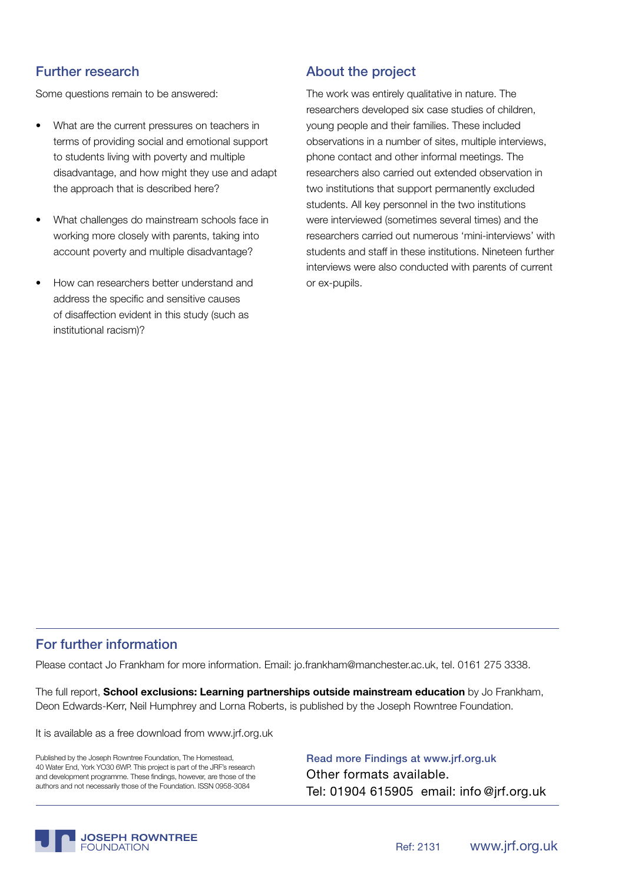## Further research

Some questions remain to be answered:

- What are the current pressures on teachers in terms of providing social and emotional support to students living with poverty and multiple disadvantage, and how might they use and adapt the approach that is described here?
- What challenges do mainstream schools face in working more closely with parents, taking into account poverty and multiple disadvantage?
- How can researchers better understand and address the specific and sensitive causes of disaffection evident in this study (such as institutional racism)?

## About the project

The work was entirely qualitative in nature. The researchers developed six case studies of children, young people and their families. These included observations in a number of sites, multiple interviews, phone contact and other informal meetings. The researchers also carried out extended observation in two institutions that support permanently excluded students. All key personnel in the two institutions were interviewed (sometimes several times) and the researchers carried out numerous 'mini-interviews' with students and staff in these institutions. Nineteen further interviews were also conducted with parents of current or ex-pupils.

## For further information

Please contact Jo Frankham for more information. Email: jo.frankham@manchester.ac.uk, tel. 0161 275 3338.

The full report, **School exclusions: Learning partnerships outside mainstream education** by Jo Frankham, Deon Edwards-Kerr, Neil Humphrey and Lorna Roberts, is published by the Joseph Rowntree Foundation.

It is available as a free download from www.jrf.org.uk

Published by the Joseph Rowntree Foundation, The Homestead, 40 Water End, York YO30 6WP. This project is part of the JRF's research and development programme. These findings, however, are those of the authors and not necessarily those of the Foundation. ISSN 0958-3084

Read more Findings at www.jrf.org.uk
Other formats available.
Tel: 01904 615905 email: info@jrf.org.uk

JOSEPH ROWNTREE FOUNDATION

Ref: 2131 www.jrf.org.uk